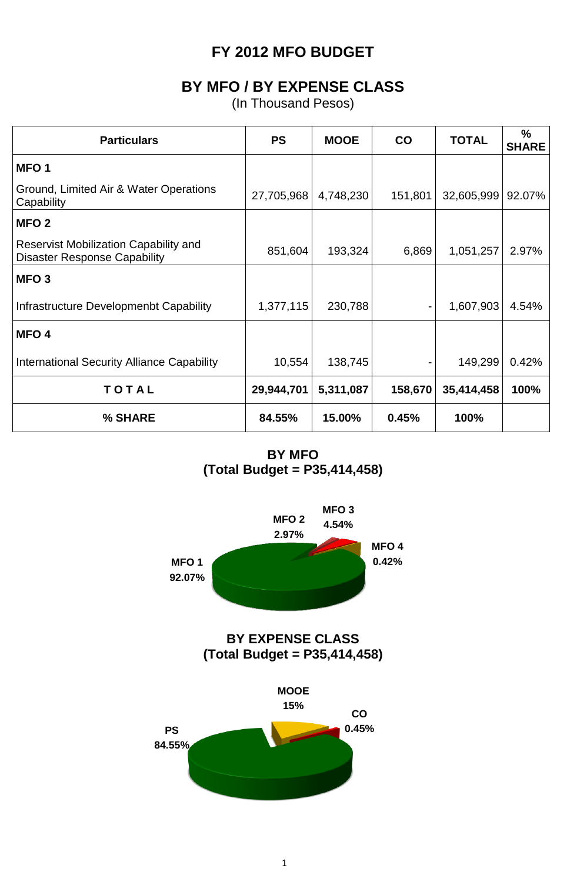# FY 2012 MFO BUDGET

## BY MFO / BY EXPENSE CLASS

(In Thousand Pesos)

| Particulars | PS | MOOE | CO | TOTAL | % SHARE |
|---|---|---|---|---|---|
| **MFO 1**<br>Ground, Limited Air & Water Operations Capability | 27,705,968 | 4,748,230 | 151,801 | 32,605,999 | 92.07% |
| **MFO 2**<br>Reservist Mobilization Capability and Disaster Response Capability | 851,604 | 193,324 | 6,869 | 1,051,257 | 2.97% |
| **MFO 3**<br>Infrastructure Developmenbt Capability | 1,377,115 | 230,788 | - | 1,607,903 | 4.54% |
| **MFO 4**<br>International Security Alliance Capability | 10,554 | 138,745 | - | 149,299 | 0.42% |
| **T O T A L** | **29,944,701** | **5,311,087** | **158,670** | **35,414,458** | **100%** |
| **% SHARE** | **84.55%** | **15.00%** | **0.45%** | **100%** | |

**BY MFO**
**(Total Budget = P35,414,458)**

MFO 1 92.07%; MFO 2 2.97%; MFO 3 4.54%; MFO 4 0.42%

**BY EXPENSE CLASS**
**(Total Budget = P35,414,458)**

PS 84.55%; MOOE 15%; CO 0.45%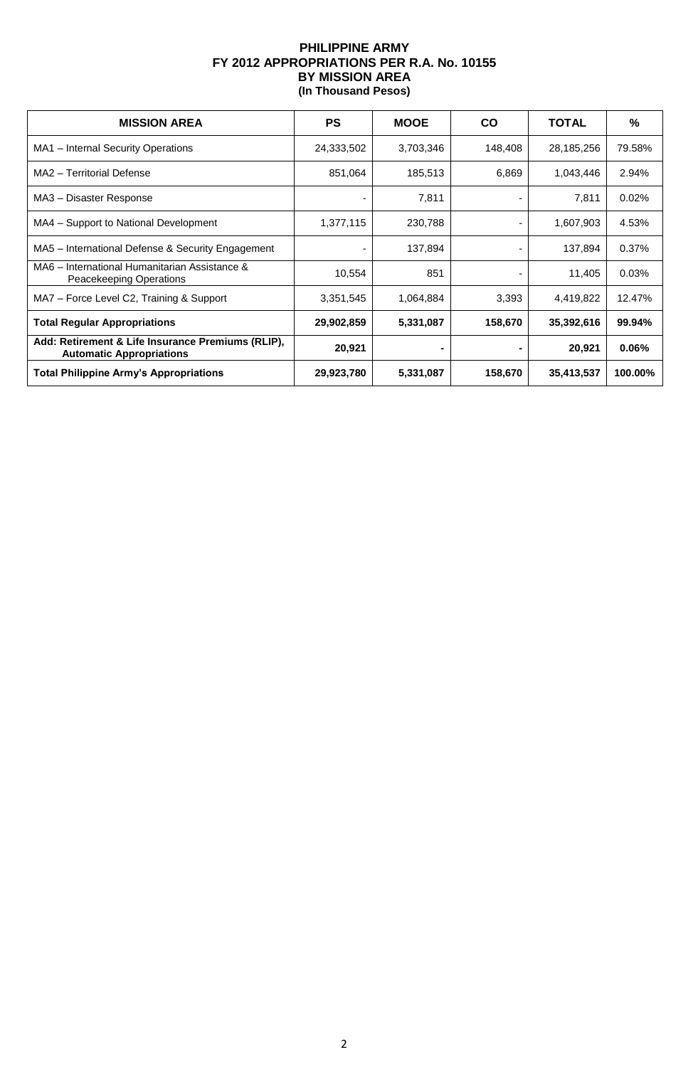**PHILIPPINE ARMY**
**FY 2012 APPROPRIATIONS PER R.A. No. 10155**
**BY MISSION AREA**
**(In Thousand Pesos)**

| MISSION AREA | PS | MOOE | CO | TOTAL | % |
|---|---|---|---|---|---|
| MA1 – Internal Security Operations | 24,333,502 | 3,703,346 | 148,408 | 28,185,256 | 79.58% |
| MA2 – Territorial Defense | 851,064 | 185,513 | 6,869 | 1,043,446 | 2.94% |
| MA3 – Disaster Response | - | 7,811 | - | 7,811 | 0.02% |
| MA4 – Support to National Development | 1,377,115 | 230,788 | - | 1,607,903 | 4.53% |
| MA5 – International Defense & Security Engagement | - | 137,894 | - | 137,894 | 0.37% |
| MA6 – International Humanitarian Assistance & Peacekeeping Operations | 10,554 | 851 | - | 11,405 | 0.03% |
| MA7 – Force Level C2, Training & Support | 3,351,545 | 1,064,884 | 3,393 | 4,419,822 | 12.47% |
| **Total Regular Appropriations** | **29,902,859** | **5,331,087** | **158,670** | **35,392,616** | **99.94%** |
| **Add: Retirement & Life Insurance Premiums (RLIP), Automatic Appropriations** | **20,921** | **-** | **-** | **20,921** | **0.06%** |
| **Total Philippine Army's Appropriations** | **29,923,780** | **5,331,087** | **158,670** | **35,413,537** | **100.00%** |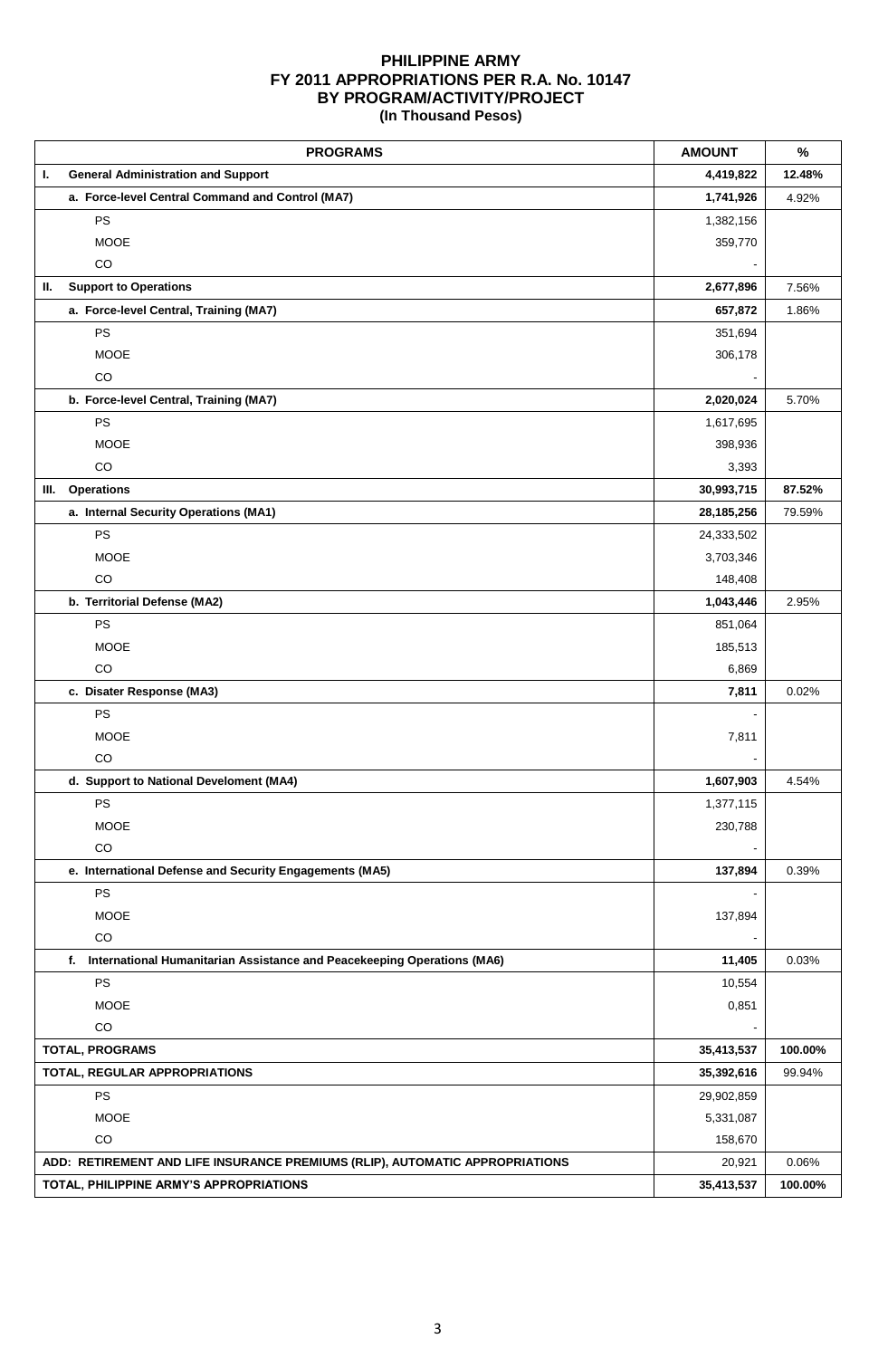# PHILIPPINE ARMY
## FY 2011 APPROPRIATIONS PER R.A. No. 10147
## BY PROGRAM/ACTIVITY/PROJECT
**(In Thousand Pesos)**

| PROGRAMS | AMOUNT | % |
|---|---|---|
| **I. General Administration and Support** | **4,419,822** | **12.48%** |
| **a. Force-level Central Command and Control (MA7)** | **1,741,926** | 4.92% |
| PS | 1,382,156 | |
| MOOE | 359,770 | |
| CO | - | |
| **II. Support to Operations** | **2,677,896** | 7.56% |
| **a. Force-level Central, Training (MA7)** | **657,872** | 1.86% |
| PS | 351,694 | |
| MOOE | 306,178 | |
| CO | - | |
| **b. Force-level Central, Training (MA7)** | **2,020,024** | 5.70% |
| PS | 1,617,695 | |
| MOOE | 398,936 | |
| CO | 3,393 | |
| **III. Operations** | **30,993,715** | **87.52%** |
| **a. Internal Security Operations (MA1)** | **28,185,256** | 79.59% |
| PS | 24,333,502 | |
| MOOE | 3,703,346 | |
| CO | 148,408 | |
| **b. Territorial Defense (MA2)** | **1,043,446** | 2.95% |
| PS | 851,064 | |
| MOOE | 185,513 | |
| CO | 6,869 | |
| **c. Disater Response (MA3)** | **7,811** | 0.02% |
| PS | - | |
| MOOE | 7,811 | |
| CO | - | |
| **d. Support to National Develoment (MA4)** | **1,607,903** | 4.54% |
| PS | 1,377,115 | |
| MOOE | 230,788 | |
| CO | - | |
| **e. International Defense and Security Engagements (MA5)** | **137,894** | 0.39% |
| PS | - | |
| MOOE | 137,894 | |
| CO | - | |
| **f. International Humanitarian Assistance and Peacekeeping Operations (MA6)** | **11,405** | 0.03% |
| PS | 10,554 | |
| MOOE | 0,851 | |
| CO | - | |
| **TOTAL, PROGRAMS** | **35,413,537** | **100.00%** |
| **TOTAL, REGULAR APPROPRIATIONS** | **35,392,616** | 99.94% |
| PS | 29,902,859 | |
| MOOE | 5,331,087 | |
| CO | 158,670 | |
| **ADD: RETIREMENT AND LIFE INSURANCE PREMIUMS (RLIP), AUTOMATIC APPROPRIATIONS** | 20,921 | 0.06% |
| **TOTAL, PHILIPPINE ARMY'S APPROPRIATIONS** | **35,413,537** | **100.00%** |